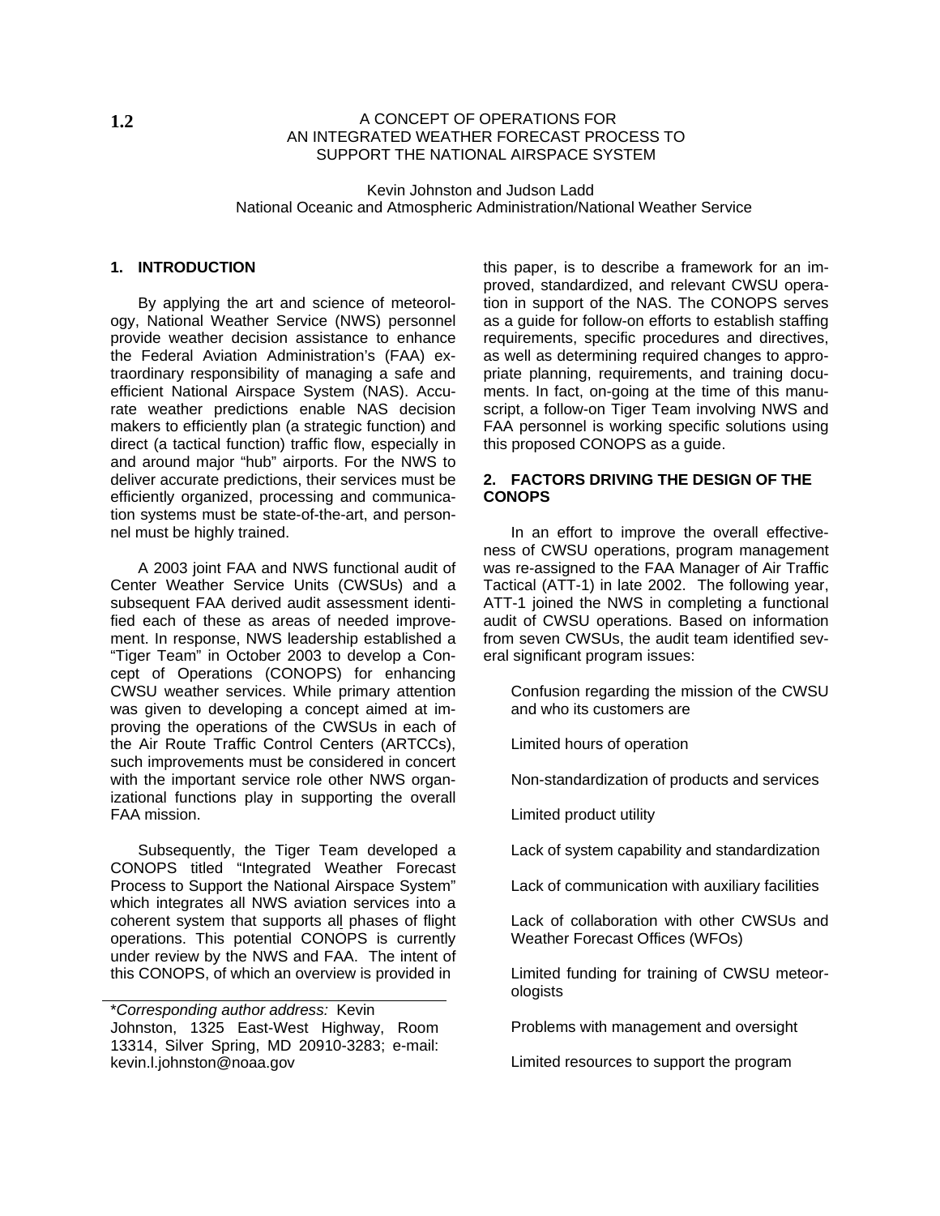# 1.2 A CONCEPT OF OPERATIONS FOR AN INTEGRATED WEATHER FORECAST PROCESS TO SUPPORT THE NATIONAL AIRSPACE SYSTEM

Kevin Johnston and Judson Ladd
National Oceanic and Atmospheric Administration/National Weather Service

## 1. INTRODUCTION

By applying the art and science of meteorology, National Weather Service (NWS) personnel provide weather decision assistance to enhance the Federal Aviation Administration's (FAA) extraordinary responsibility of managing a safe and efficient National Airspace System (NAS). Accurate weather predictions enable NAS decision makers to efficiently plan (a strategic function) and direct (a tactical function) traffic flow, especially in and around major "hub" airports. For the NWS to deliver accurate predictions, their services must be efficiently organized, processing and communication systems must be state-of-the-art, and personnel must be highly trained.

A 2003 joint FAA and NWS functional audit of Center Weather Service Units (CWSUs) and a subsequent FAA derived audit assessment identified each of these as areas of needed improvement. In response, NWS leadership established a "Tiger Team" in October 2003 to develop a Concept of Operations (CONOPS) for enhancing CWSU weather services. While primary attention was given to developing a concept aimed at improving the operations of the CWSUs in each of the Air Route Traffic Control Centers (ARTCCs), such improvements must be considered in concert with the important service role other NWS organizational functions play in supporting the overall FAA mission.

Subsequently, the Tiger Team developed a CONOPS titled "Integrated Weather Forecast Process to Support the National Airspace System" which integrates all NWS aviation services into a coherent system that supports all phases of flight operations. This potential CONOPS is currently under review by the NWS and FAA. The intent of this CONOPS, of which an overview is provided in this paper, is to describe a framework for an improved, standardized, and relevant CWSU operation in support of the NAS. The CONOPS serves as a guide for follow-on efforts to establish staffing requirements, specific procedures and directives, as well as determining required changes to appropriate planning, requirements, and training documents. In fact, on-going at the time of this manuscript, a follow-on Tiger Team involving NWS and FAA personnel is working specific solutions using this proposed CONOPS as a guide.

\**Corresponding author address:* Kevin Johnston, 1325 East-West Highway, Room 13314, Silver Spring, MD 20910-3283; e-mail: kevin.l.johnston@noaa.gov

## 2. FACTORS DRIVING THE DESIGN OF THE CONOPS

In an effort to improve the overall effectiveness of CWSU operations, program management was re-assigned to the FAA Manager of Air Traffic Tactical (ATT-1) in late 2002. The following year, ATT-1 joined the NWS in completing a functional audit of CWSU operations. Based on information from seven CWSUs, the audit team identified several significant program issues:

- Confusion regarding the mission of the CWSU and who its customers are
- Limited hours of operation
- Non-standardization of products and services
- Limited product utility
- Lack of system capability and standardization
- Lack of communication with auxiliary facilities
- Lack of collaboration with other CWSUs and Weather Forecast Offices (WFOs)
- Limited funding for training of CWSU meteorologists
- Problems with management and oversight
- Limited resources to support the program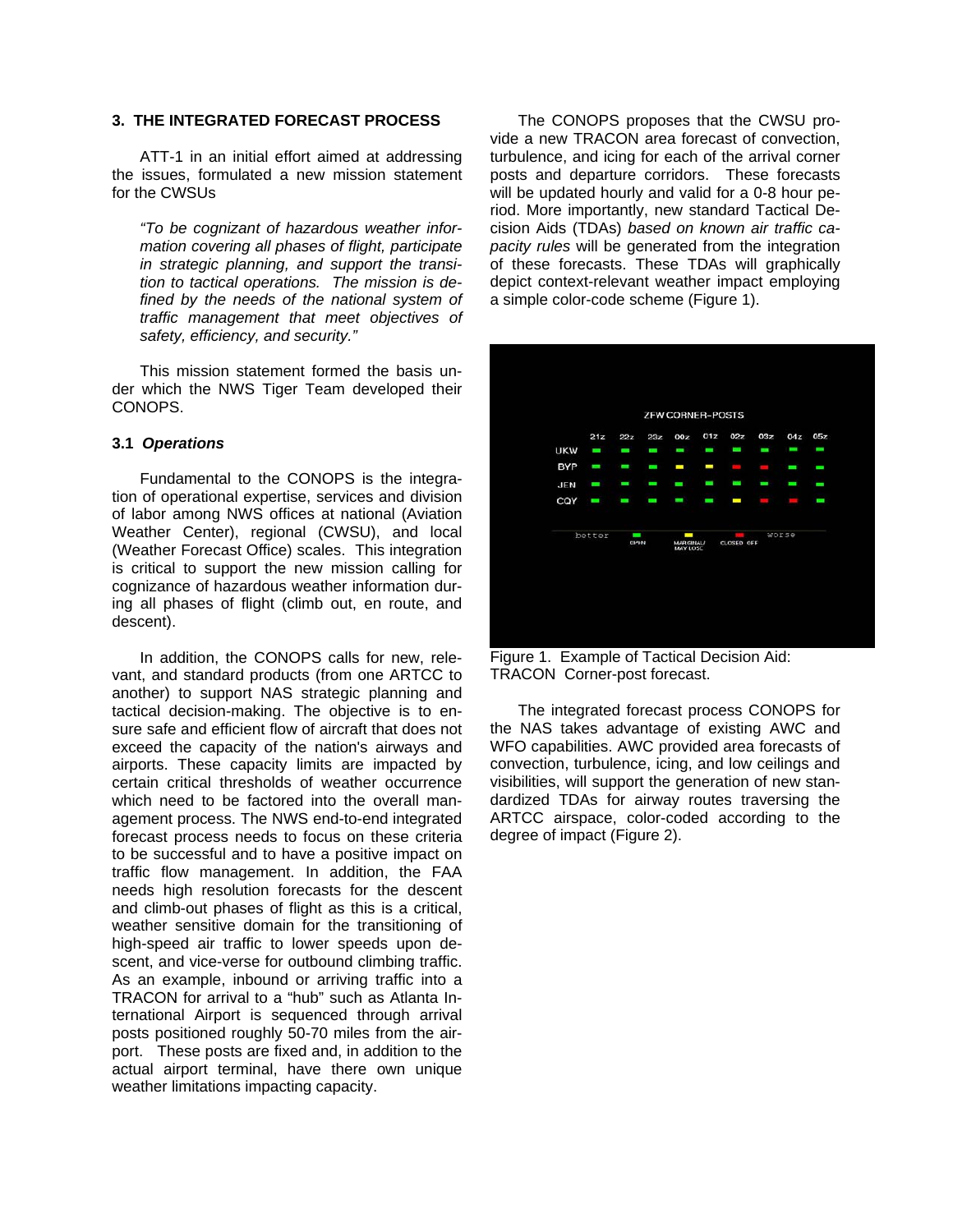## 3. THE INTEGRATED FORECAST PROCESS

ATT-1 in an initial effort aimed at addressing the issues, formulated a new mission statement for the CWSUs

> *"To be cognizant of hazardous weather information covering all phases of flight, participate in strategic planning, and support the transition to tactical operations. The mission is defined by the needs of the national system of traffic management that meet objectives of safety, efficiency, and security."*

This mission statement formed the basis under which the NWS Tiger Team developed their CONOPS.

### 3.1 *Operations*

Fundamental to the CONOPS is the integration of operational expertise, services and division of labor among NWS offices at national (Aviation Weather Center), regional (CWSU), and local (Weather Forecast Office) scales. This integration is critical to support the new mission calling for cognizance of hazardous weather information during all phases of flight (climb out, en route, and descent).

In addition, the CONOPS calls for new, relevant, and standard products (from one ARTCC to another) to support NAS strategic planning and tactical decision-making. The objective is to ensure safe and efficient flow of aircraft that does not exceed the capacity of the nation's airways and airports. These capacity limits are impacted by certain critical thresholds of weather occurrence which need to be factored into the overall management process. The NWS end-to-end integrated forecast process needs to focus on these criteria to be successful and to have a positive impact on traffic flow management. In addition, the FAA needs high resolution forecasts for the descent and climb-out phases of flight as this is a critical, weather sensitive domain for the transitioning of high-speed air traffic to lower speeds upon descent, and vice-verse for outbound climbing traffic. As an example, inbound or arriving traffic into a TRACON for arrival to a "hub" such as Atlanta International Airport is sequenced through arrival posts positioned roughly 50-70 miles from the airport. These posts are fixed and, in addition to the actual airport terminal, have there own unique weather limitations impacting capacity.

The CONOPS proposes that the CWSU provide a new TRACON area forecast of convection, turbulence, and icing for each of the arrival corner posts and departure corridors. These forecasts will be updated hourly and valid for a 0-8 hour period. More importantly, new standard Tactical Decision Aids (TDAs) *based on known air traffic capacity rules* will be generated from the integration of these forecasts. These TDAs will graphically depict context-relevant weather impact employing a simple color-code scheme (Figure 1).

Figure 1. Example of Tactical Decision Aid: TRACON Corner-post forecast.

The integrated forecast process CONOPS for the NAS takes advantage of existing AWC and WFO capabilities. AWC provided area forecasts of convection, turbulence, icing, and low ceilings and visibilities, will support the generation of new standardized TDAs for airway routes traversing the ARTCC airspace, color-coded according to the degree of impact (Figure 2).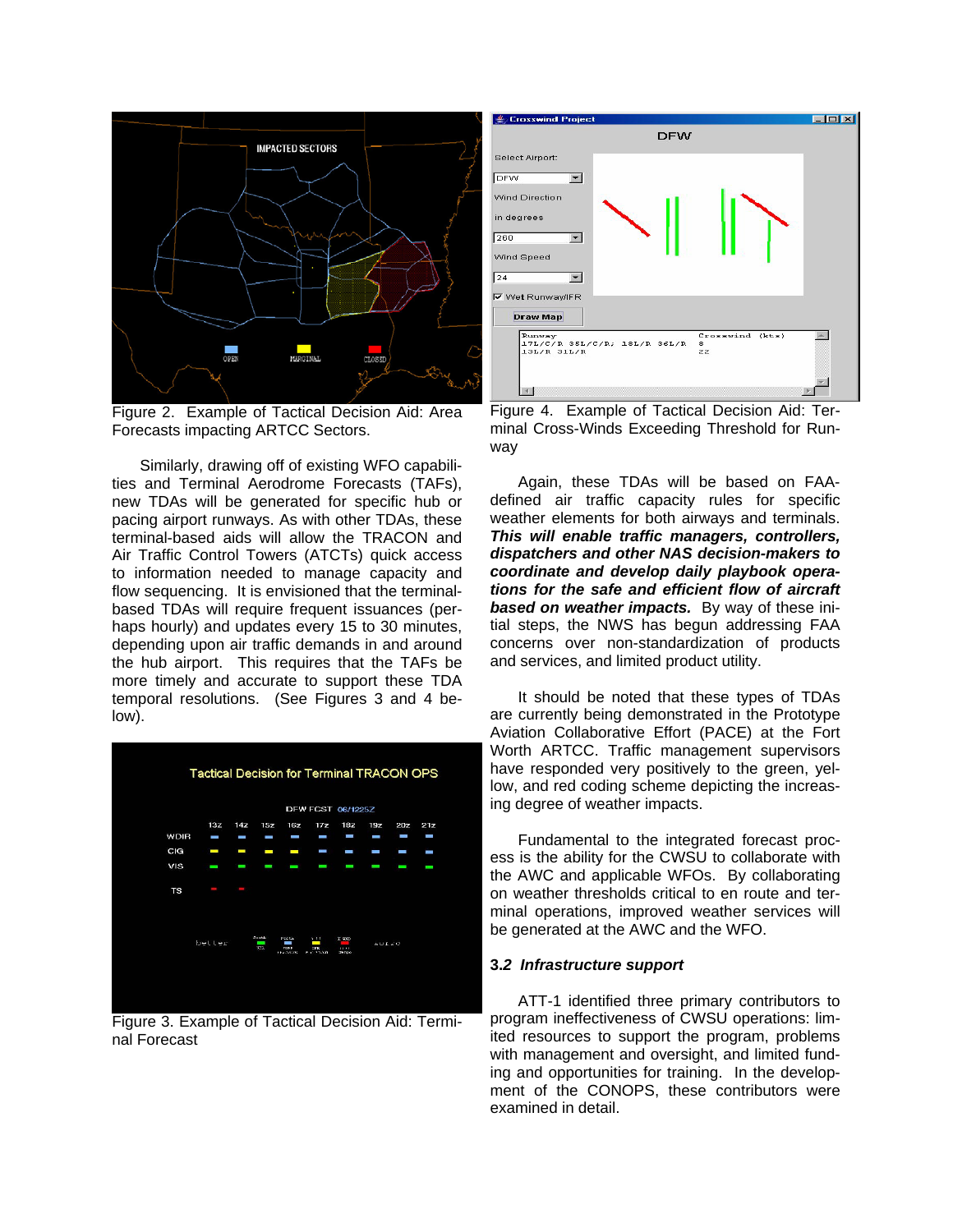Figure 2. Example of Tactical Decision Aid: Area Forecasts impacting ARTCC Sectors.

Similarly, drawing off of existing WFO capabilities and Terminal Aerodrome Forecasts (TAFs), new TDAs will be generated for specific hub or pacing airport runways. As with other TDAs, these terminal-based aids will allow the TRACON and Air Traffic Control Towers (ATCTs) quick access to information needed to manage capacity and flow sequencing. It is envisioned that the terminal-based TDAs will require frequent issuances (perhaps hourly) and updates every 15 to 30 minutes, depending upon air traffic demands in and around the hub airport. This requires that the TAFs be more timely and accurate to support these TDA temporal resolutions. (See Figures 3 and 4 below).

Figure 3. Example of Tactical Decision Aid: Terminal Forecast

Figure 4. Example of Tactical Decision Aid: Terminal Cross-Winds Exceeding Threshold for Runway

Again, these TDAs will be based on FAA-defined air traffic capacity rules for specific weather elements for both airways and terminals. ***This will enable traffic managers, controllers, dispatchers and other NAS decision-makers to coordinate and develop daily playbook operations for the safe and efficient flow of aircraft based on weather impacts.*** By way of these initial steps, the NWS has begun addressing FAA concerns over non-standardization of products and services, and limited product utility.

It should be noted that these types of TDAs are currently being demonstrated in the Prototype Aviation Collaborative Effort (PACE) at the Fort Worth ARTCC. Traffic management supervisors have responded very positively to the green, yellow, and red coding scheme depicting the increasing degree of weather impacts.

Fundamental to the integrated forecast process is the ability for the CWSU to collaborate with the AWC and applicable WFOs. By collaborating on weather thresholds critical to en route and terminal operations, improved weather services will be generated at the AWC and the WFO.

### 3.2 *Infrastructure support*

ATT-1 identified three primary contributors to program ineffectiveness of CWSU operations: limited resources to support the program, problems with management and oversight, and limited funding and opportunities for training. In the development of the CONOPS, these contributors were examined in detail.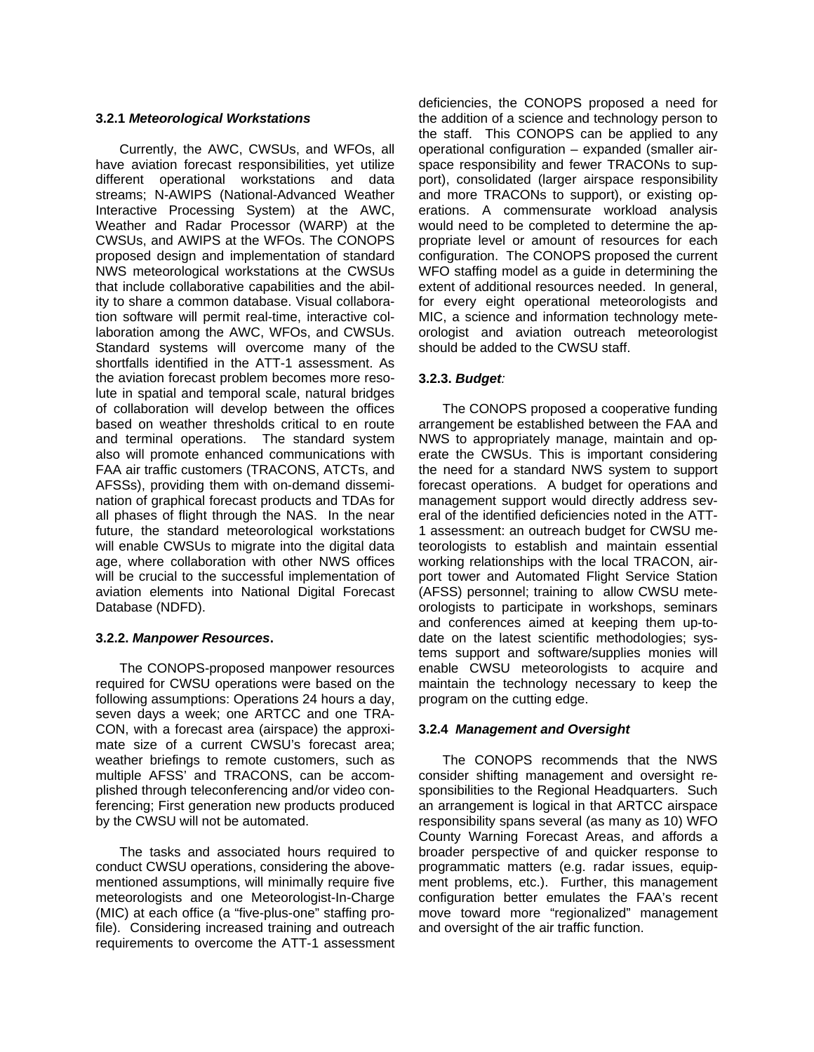### 3.2.1 *Meteorological Workstations*

Currently, the AWC, CWSUs, and WFOs, all have aviation forecast responsibilities, yet utilize different operational workstations and data streams; N-AWIPS (National-Advanced Weather Interactive Processing System) at the AWC, Weather and Radar Processor (WARP) at the CWSUs, and AWIPS at the WFOs. The CONOPS proposed design and implementation of standard NWS meteorological workstations at the CWSUs that include collaborative capabilities and the ability to share a common database. Visual collaboration software will permit real-time, interactive collaboration among the AWC, WFOs, and CWSUs. Standard systems will overcome many of the shortfalls identified in the ATT-1 assessment. As the aviation forecast problem becomes more resolute in spatial and temporal scale, natural bridges of collaboration will develop between the offices based on weather thresholds critical to en route and terminal operations. The standard system also will promote enhanced communications with FAA air traffic customers (TRACONS, ATCTs, and AFSSs), providing them with on-demand dissemination of graphical forecast products and TDAs for all phases of flight through the NAS. In the near future, the standard meteorological workstations will enable CWSUs to migrate into the digital data age, where collaboration with other NWS offices will be crucial to the successful implementation of aviation elements into National Digital Forecast Database (NDFD).

### 3.2.2. *Manpower Resources*.

The CONOPS-proposed manpower resources required for CWSU operations were based on the following assumptions: Operations 24 hours a day, seven days a week; one ARTCC and one TRACON, with a forecast area (airspace) the approximate size of a current CWSU's forecast area; weather briefings to remote customers, such as multiple AFSS' and TRACONS, can be accomplished through teleconferencing and/or video conferencing; First generation new products produced by the CWSU will not be automated.

The tasks and associated hours required to conduct CWSU operations, considering the above-mentioned assumptions, will minimally require five meteorologists and one Meteorologist-In-Charge (MIC) at each office (a "five-plus-one" staffing profile). Considering increased training and outreach requirements to overcome the ATT-1 assessment deficiencies, the CONOPS proposed a need for the addition of a science and technology person to the staff. This CONOPS can be applied to any operational configuration – expanded (smaller airspace responsibility and fewer TRACONs to support), consolidated (larger airspace responsibility and more TRACONs to support), or existing operations. A commensurate workload analysis would need to be completed to determine the appropriate level or amount of resources for each configuration. The CONOPS proposed the current WFO staffing model as a guide in determining the extent of additional resources needed. In general, for every eight operational meteorologists and MIC, a science and information technology meteorologist and aviation outreach meteorologist should be added to the CWSU staff.

### 3.2.3. *Budget:*

The CONOPS proposed a cooperative funding arrangement be established between the FAA and NWS to appropriately manage, maintain and operate the CWSUs. This is important considering the need for a standard NWS system to support forecast operations. A budget for operations and management support would directly address several of the identified deficiencies noted in the ATT-1 assessment: an outreach budget for CWSU meteorologists to establish and maintain essential working relationships with the local TRACON, airport tower and Automated Flight Service Station (AFSS) personnel; training to allow CWSU meteorologists to participate in workshops, seminars and conferences aimed at keeping them up-to-date on the latest scientific methodologies; systems support and software/supplies monies will enable CWSU meteorologists to acquire and maintain the technology necessary to keep the program on the cutting edge.

### 3.2.4 *Management and Oversight*

The CONOPS recommends that the NWS consider shifting management and oversight responsibilities to the Regional Headquarters. Such an arrangement is logical in that ARTCC airspace responsibility spans several (as many as 10) WFO County Warning Forecast Areas, and affords a broader perspective of and quicker response to programmatic matters (e.g. radar issues, equipment problems, etc.). Further, this management configuration better emulates the FAA's recent move toward more "regionalized" management and oversight of the air traffic function.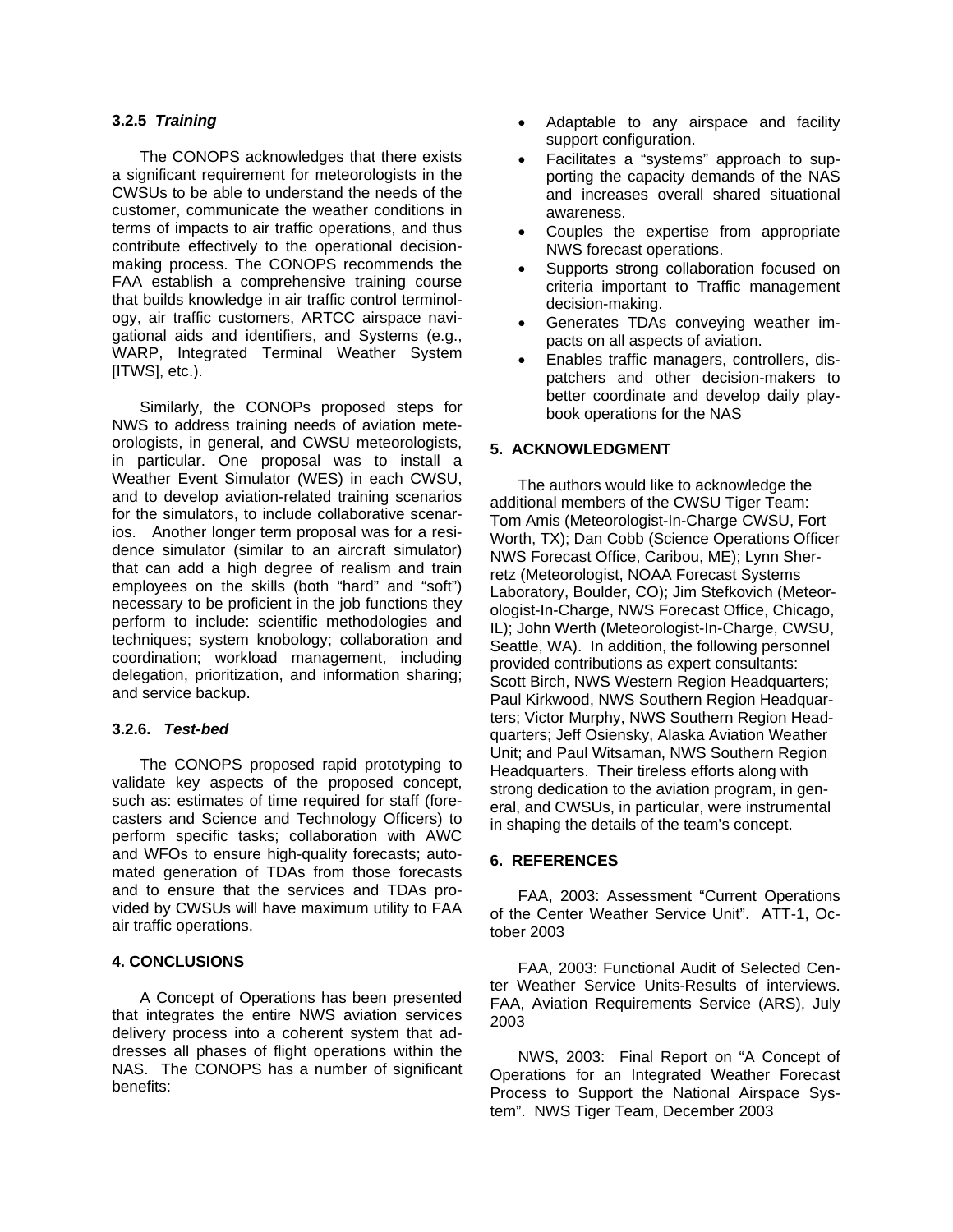### 3.2.5 *Training*

The CONOPS acknowledges that there exists a significant requirement for meteorologists in the CWSUs to be able to understand the needs of the customer, communicate the weather conditions in terms of impacts to air traffic operations, and thus contribute effectively to the operational decision-making process. The CONOPS recommends the FAA establish a comprehensive training course that builds knowledge in air traffic control terminology, air traffic customers, ARTCC airspace navigational aids and identifiers, and Systems (e.g., WARP, Integrated Terminal Weather System [ITWS], etc.).

Similarly, the CONOPs proposed steps for NWS to address training needs of aviation meteorologists, in general, and CWSU meteorologists, in particular. One proposal was to install a Weather Event Simulator (WES) in each CWSU, and to develop aviation-related training scenarios for the simulators, to include collaborative scenarios. Another longer term proposal was for a residence simulator (similar to an aircraft simulator) that can add a high degree of realism and train employees on the skills (both "hard" and "soft") necessary to be proficient in the job functions they perform to include: scientific methodologies and techniques; system knobology; collaboration and coordination; workload management, including delegation, prioritization, and information sharing; and service backup.

### 3.2.6. *Test-bed*

The CONOPS proposed rapid prototyping to validate key aspects of the proposed concept, such as: estimates of time required for staff (forecasters and Science and Technology Officers) to perform specific tasks; collaboration with AWC and WFOs to ensure high-quality forecasts; automated generation of TDAs from those forecasts and to ensure that the services and TDAs provided by CWSUs will have maximum utility to FAA air traffic operations.

## 4. CONCLUSIONS

A Concept of Operations has been presented that integrates the entire NWS aviation services delivery process into a coherent system that addresses all phases of flight operations within the NAS. The CONOPS has a number of significant benefits:

- Adaptable to any airspace and facility support configuration.
- Facilitates a "systems" approach to supporting the capacity demands of the NAS and increases overall shared situational awareness.
- Couples the expertise from appropriate NWS forecast operations.
- Supports strong collaboration focused on criteria important to Traffic management decision-making.
- Generates TDAs conveying weather impacts on all aspects of aviation.
- Enables traffic managers, controllers, dispatchers and other decision-makers to better coordinate and develop daily playbook operations for the NAS

## 5. ACKNOWLEDGMENT

The authors would like to acknowledge the additional members of the CWSU Tiger Team: Tom Amis (Meteorologist-In-Charge CWSU, Fort Worth, TX); Dan Cobb (Science Operations Officer NWS Forecast Office, Caribou, ME); Lynn Sherretz (Meteorologist, NOAA Forecast Systems Laboratory, Boulder, CO); Jim Stefkovich (Meteorologist-In-Charge, NWS Forecast Office, Chicago, IL); John Werth (Meteorologist-In-Charge, CWSU, Seattle, WA). In addition, the following personnel provided contributions as expert consultants: Scott Birch, NWS Western Region Headquarters; Paul Kirkwood, NWS Southern Region Headquarters; Victor Murphy, NWS Southern Region Headquarters; Jeff Osiensky, Alaska Aviation Weather Unit; and Paul Witsaman, NWS Southern Region Headquarters. Their tireless efforts along with strong dedication to the aviation program, in general, and CWSUs, in particular, were instrumental in shaping the details of the team's concept.

## 6. REFERENCES

FAA, 2003: Assessment "Current Operations of the Center Weather Service Unit". ATT-1, October 2003

FAA, 2003: Functional Audit of Selected Center Weather Service Units-Results of interviews. FAA, Aviation Requirements Service (ARS), July 2003

NWS, 2003: Final Report on "A Concept of Operations for an Integrated Weather Forecast Process to Support the National Airspace System". NWS Tiger Team, December 2003